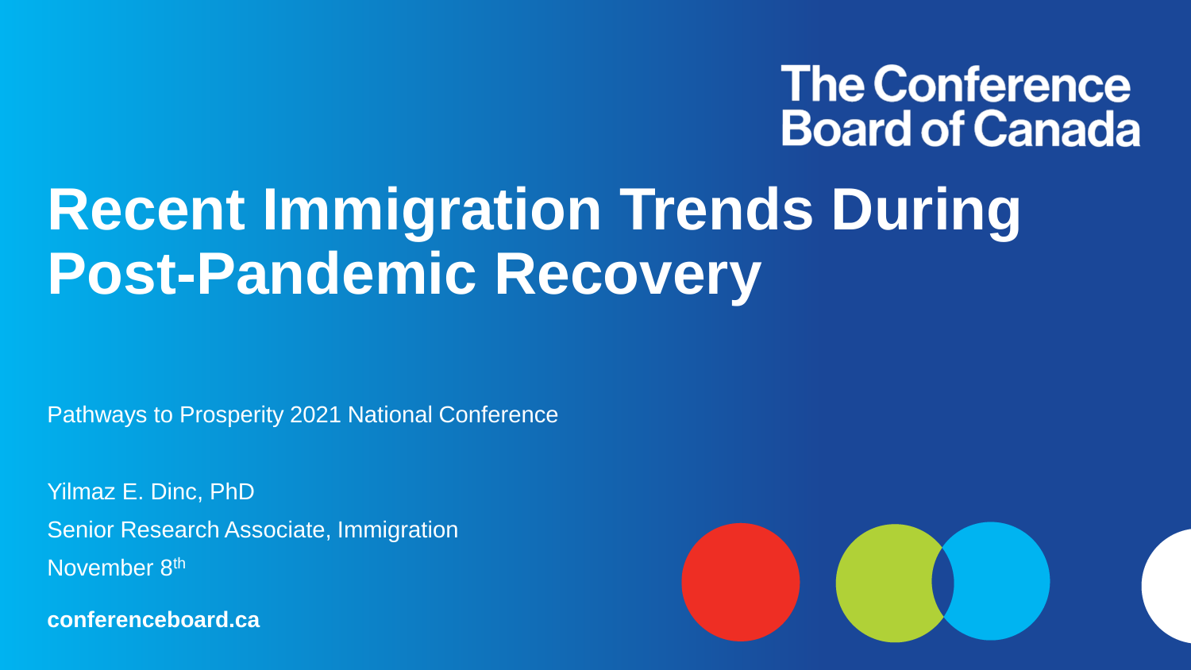The Conference Board of Canada

# Recent Immigration Trends During Post-Pandemic Recovery

Pathways to Prosperity 2021 National Conference

Yilmaz E. Dinc, PhD

Senior Research Associate, Immigration

November 8th

**conferenceboard.ca**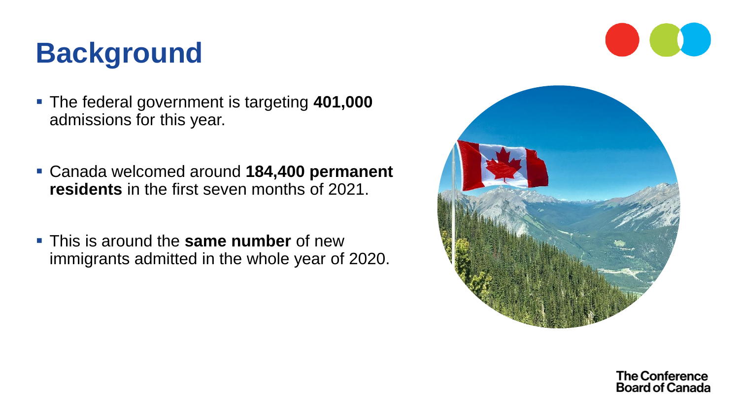# Background

- The federal government is targeting **401,000** admissions for this year.
- Canada welcomed around **184,400 permanent residents** in the first seven months of 2021.
- This is around the **same number** of new immigrants admitted in the whole year of 2020.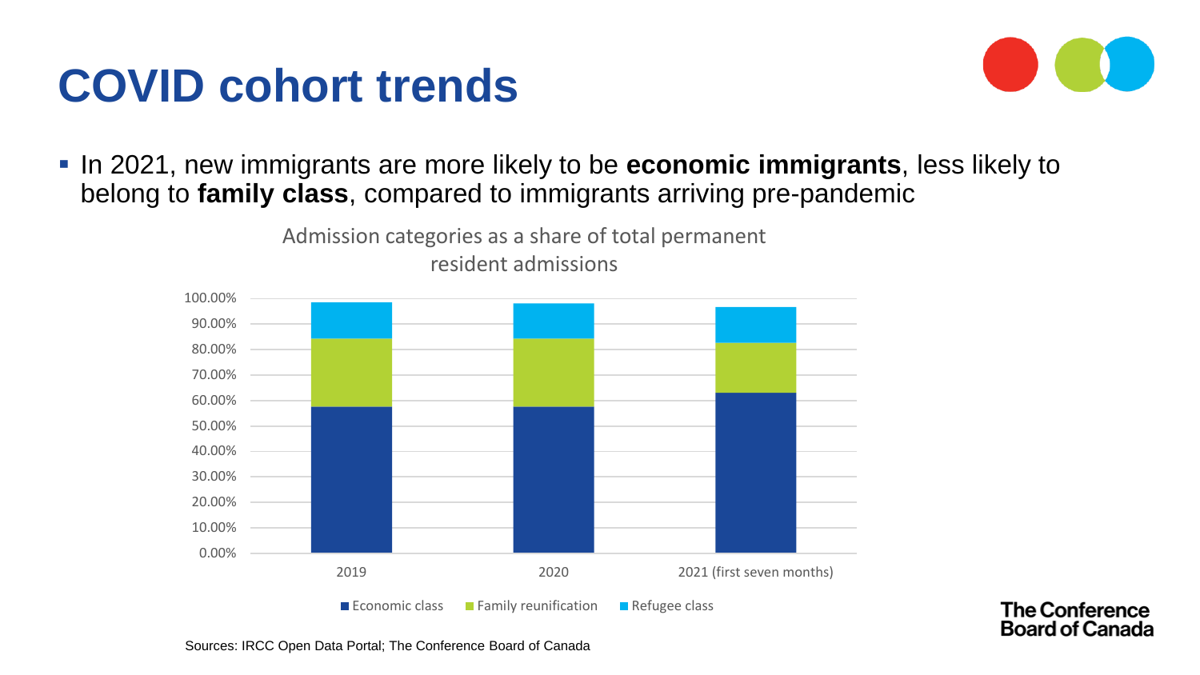# COVID cohort trends

- In 2021, new immigrants are more likely to be **economic immigrants**, less likely to belong to **family class**, compared to immigrants arriving pre-pandemic

Admission categories as a share of total permanent resident admissions

100.00%
90.00%
80.00%
70.00%
60.00%
50.00%
40.00%
30.00%
20.00%
10.00%
0.00%

2019 | 2020 | 2021 (first seven months)

Economic class | Family reunification | Refugee class

Sources: IRCC Open Data Portal; The Conference Board of Canada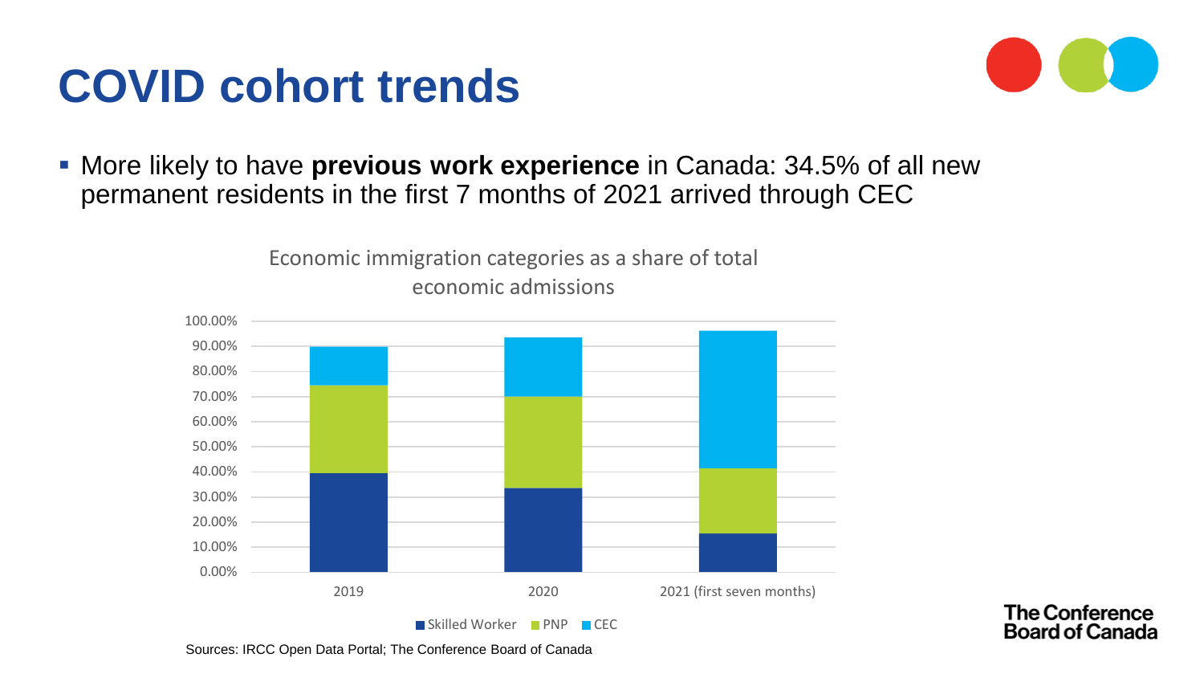# COVID cohort trends

- More likely to have **previous work experience** in Canada: 34.5% of all new permanent residents in the first 7 months of 2021 arrived through CEC

Economic immigration categories as a share of total economic admissions

Sources: IRCC Open Data Portal; The Conference Board of Canada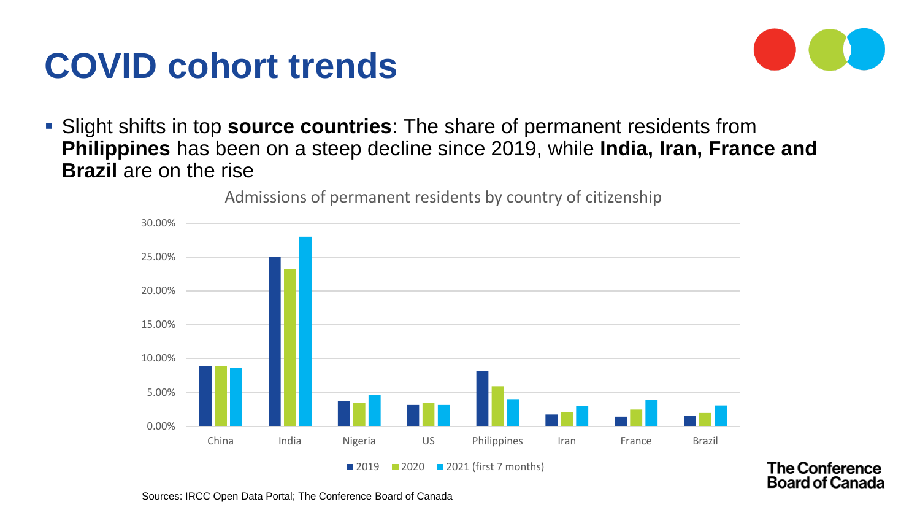# COVID cohort trends

- Slight shifts in top **source countries**: The share of permanent residents from **Philippines** has been on a steep decline since 2019, while **India, Iran, France and Brazil** are on the rise

Admissions of permanent residents by country of citizenship

| Country | 2019 | 2020 | 2021 (first 7 months) |
|---|---|---|---|
| China | ~8.8% | ~8.9% | ~8.6% |
| India | ~25.1% | ~23.2% | ~28.0% |
| Nigeria | ~3.7% | ~3.4% | ~4.6% |
| US | ~3.2% | ~3.4% | ~3.1% |
| Philippines | ~8.1% | ~5.9% | ~4.0% |
| Iran | ~1.7% | ~2.0% | ~3.0% |
| France | ~1.4% | ~2.5% | ~3.8% |
| Brazil | ~1.5% | ~1.9% | ~3.1% |

Sources: IRCC Open Data Portal; The Conference Board of Canada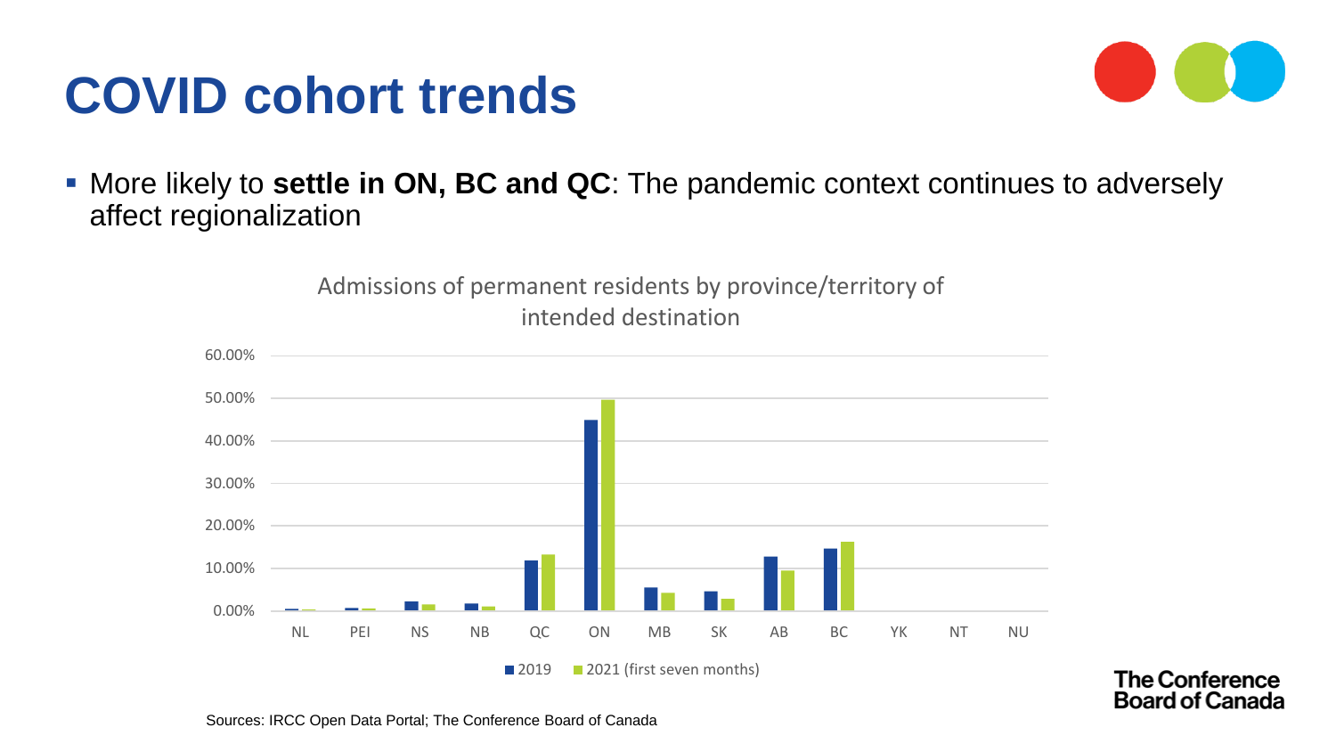# COVID cohort trends

- More likely to **settle in ON, BC and QC**: The pandemic context continues to adversely affect regionalization

Admissions of permanent residents by province/territory of intended destination

60.00%
50.00%
40.00%
30.00%
20.00%
10.00%
0.00%

NL PEI NS NB QC ON MB SK AB BC YK NT NU

2019 · 2021 (first seven months)

Sources: IRCC Open Data Portal; The Conference Board of Canada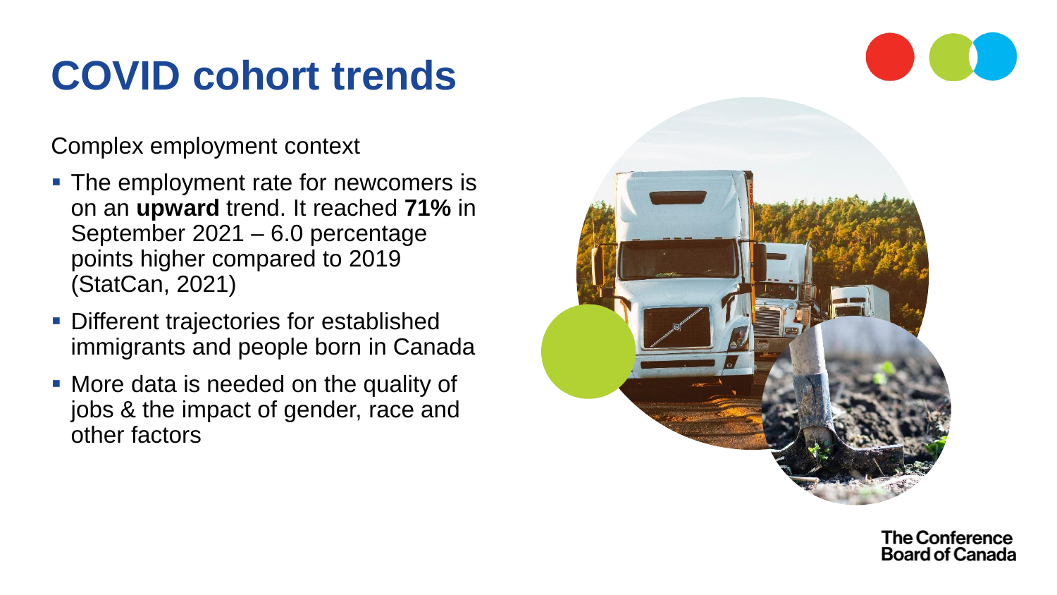# COVID cohort trends

Complex employment context

- The employment rate for newcomers is on an **upward** trend. It reached **71%** in September 2021 – 6.0 percentage points higher compared to 2019 (StatCan, 2021)
- Different trajectories for established immigrants and people born in Canada
- More data is needed on the quality of jobs & the impact of gender, race and other factors

The Conference Board of Canada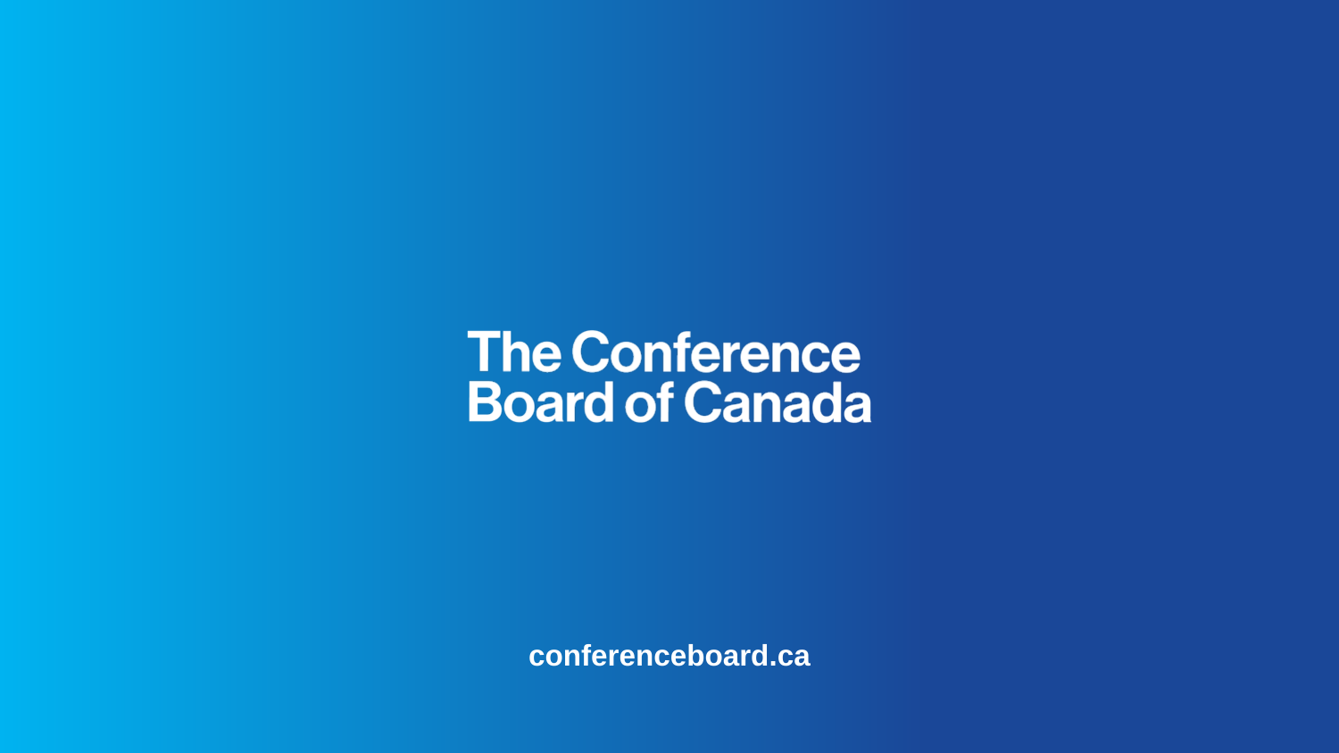The Conference Board of Canada

conferenceboard.ca